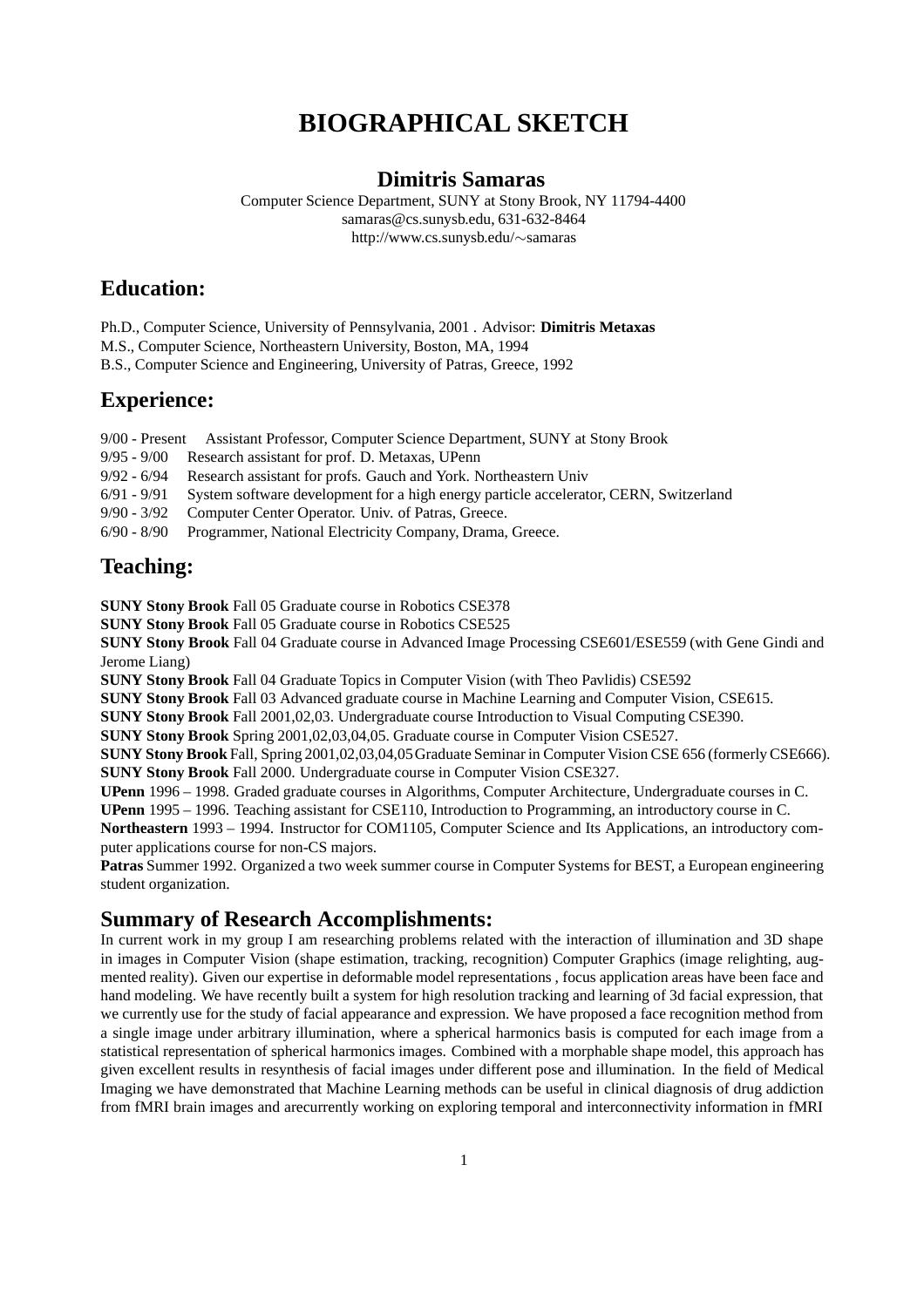# BIOGRAPHICAL SKETCH

## Dimitris Samaras

Computer Science Department, SUNY at Stony Brook, NY 11794-4400
samaras@cs.sunysb.edu, 631-632-8464
http://www.cs.sunysb.edu/∼samaras

## Education:

Ph.D., Computer Science, University of Pennsylvania, 2001 . Advisor: **Dimitris Metaxas**
M.S., Computer Science, Northeastern University, Boston, MA, 1994
B.S., Computer Science and Engineering, University of Patras, Greece, 1992

## Experience:

9/00 - Present Assistant Professor, Computer Science Department, SUNY at Stony Brook
9/95 - 9/00 Research assistant for prof. D. Metaxas, UPenn
9/92 - 6/94 Research assistant for profs. Gauch and York. Northeastern Univ
6/91 - 9/91 System software development for a high energy particle accelerator, CERN, Switzerland
9/90 - 3/92 Computer Center Operator. Univ. of Patras, Greece.
6/90 - 8/90 Programmer, National Electricity Company, Drama, Greece.

## Teaching:

**SUNY Stony Brook** Fall 05 Graduate course in Robotics CSE378
**SUNY Stony Brook** Fall 05 Graduate course in Robotics CSE525
**SUNY Stony Brook** Fall 04 Graduate course in Advanced Image Processing CSE601/ESE559 (with Gene Gindi and Jerome Liang)
**SUNY Stony Brook** Fall 04 Graduate Topics in Computer Vision (with Theo Pavlidis) CSE592
**SUNY Stony Brook** Fall 03 Advanced graduate course in Machine Learning and Computer Vision, CSE615.
**SUNY Stony Brook** Fall 2001,02,03. Undergraduate course Introduction to Visual Computing CSE390.
**SUNY Stony Brook** Spring 2001,02,03,04,05. Graduate course in Computer Vision CSE527.
**SUNY Stony Brook** Fall, Spring 2001,02,03,04,05 Graduate Seminar in Computer Vision CSE 656 (formerly CSE666).
**SUNY Stony Brook** Fall 2000. Undergraduate course in Computer Vision CSE327.
**UPenn** 1996 – 1998. Graded graduate courses in Algorithms, Computer Architecture, Undergraduate courses in C.
**UPenn** 1995 – 1996. Teaching assistant for CSE110, Introduction to Programming, an introductory course in C.
**Northeastern** 1993 – 1994. Instructor for COM1105, Computer Science and Its Applications, an introductory computer applications course for non-CS majors.
**Patras** Summer 1992. Organized a two week summer course in Computer Systems for BEST, a European engineering student organization.

## Summary of Research Accomplishments:

In current work in my group I am researching problems related with the interaction of illumination and 3D shape in images in Computer Vision (shape estimation, tracking, recognition) Computer Graphics (image relighting, augmented reality). Given our expertise in deformable model representations , focus application areas have been face and hand modeling. We have recently built a system for high resolution tracking and learning of 3d facial expression, that we currently use for the study of facial appearance and expression. We have proposed a face recognition method from a single image under arbitrary illumination, where a spherical harmonics basis is computed for each image from a statistical representation of spherical harmonics images. Combined with a morphable shape model, this approach has given excellent results in resynthesis of facial images under different pose and illumination. In the field of Medical Imaging we have demonstrated that Machine Learning methods can be useful in clinical diagnosis of drug addiction from fMRI brain images and arecurrently working on exploring temporal and interconnectivity information in fMRI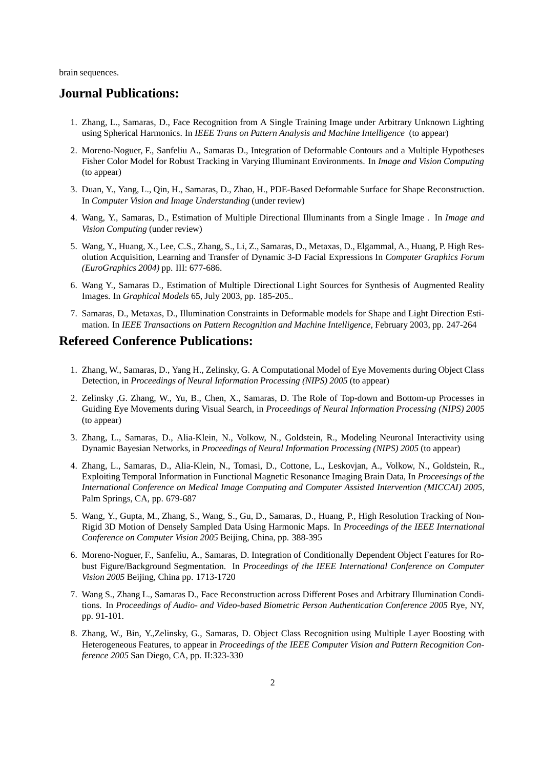brain sequences.

## Journal Publications:

1. Zhang, L., Samaras, D., Face Recognition from A Single Training Image under Arbitrary Unknown Lighting using Spherical Harmonics. In *IEEE Trans on Pattern Analysis and Machine Intelligence* (to appear)
2. Moreno-Noguer, F., Sanfeliu A., Samaras D., Integration of Deformable Contours and a Multiple Hypotheses Fisher Color Model for Robust Tracking in Varying Illuminant Environments. In *Image and Vision Computing* (to appear)
3. Duan, Y., Yang, L., Qin, H., Samaras, D., Zhao, H., PDE-Based Deformable Surface for Shape Reconstruction. In *Computer Vision and Image Understanding* (under review)
4. Wang, Y., Samaras, D., Estimation of Multiple Directional Illuminants from a Single Image . In *Image and Vision Computing* (under review)
5. Wang, Y., Huang, X., Lee, C.S., Zhang, S., Li, Z., Samaras, D., Metaxas, D., Elgammal, A., Huang, P. High Resolution Acquisition, Learning and Transfer of Dynamic 3-D Facial Expressions In *Computer Graphics Forum (EuroGraphics 2004)* pp. III: 677-686.
6. Wang Y., Samaras D., Estimation of Multiple Directional Light Sources for Synthesis of Augmented Reality Images. In *Graphical Models* 65, July 2003, pp. 185-205..
7. Samaras, D., Metaxas, D., Illumination Constraints in Deformable models for Shape and Light Direction Estimation. In *IEEE Transactions on Pattern Recognition and Machine Intelligence*, February 2003, pp. 247-264

## Refereed Conference Publications:

1. Zhang, W., Samaras, D., Yang H., Zelinsky, G. A Computational Model of Eye Movements during Object Class Detection, in *Proceedings of Neural Information Processing (NIPS) 2005* (to appear)
2. Zelinsky ,G. Zhang, W., Yu, B., Chen, X., Samaras, D. The Role of Top-down and Bottom-up Processes in Guiding Eye Movements during Visual Search, in *Proceedings of Neural Information Processing (NIPS) 2005* (to appear)
3. Zhang, L., Samaras, D., Alia-Klein, N., Volkow, N., Goldstein, R., Modeling Neuronal Interactivity using Dynamic Bayesian Networks, in *Proceedings of Neural Information Processing (NIPS) 2005* (to appear)
4. Zhang, L., Samaras, D., Alia-Klein, N., Tomasi, D., Cottone, L., Leskovjan, A., Volkow, N., Goldstein, R., Exploiting Temporal Information in Functional Magnetic Resonance Imaging Brain Data, In *Proceesings of the International Conference on Medical Image Computing and Computer Assisted Intervention (MICCAI) 2005*, Palm Springs, CA, pp. 679-687
5. Wang, Y., Gupta, M., Zhang, S., Wang, S., Gu, D., Samaras, D., Huang, P., High Resolution Tracking of Non-Rigid 3D Motion of Densely Sampled Data Using Harmonic Maps. In *Proceedings of the IEEE International Conference on Computer Vision 2005* Beijing, China, pp. 388-395
6. Moreno-Noguer, F., Sanfeliu, A., Samaras, D. Integration of Conditionally Dependent Object Features for Robust Figure/Background Segmentation. In *Proceedings of the IEEE International Conference on Computer Vision 2005* Beijing, China pp. 1713-1720
7. Wang S., Zhang L., Samaras D., Face Reconstruction across Different Poses and Arbitrary Illumination Conditions. In *Proceedings of Audio- and Video-based Biometric Person Authentication Conference 2005* Rye, NY, pp. 91-101.
8. Zhang, W., Bin, Y.,Zelinsky, G., Samaras, D. Object Class Recognition using Multiple Layer Boosting with Heterogeneous Features, to appear in *Proceedings of the IEEE Computer Vision and Pattern Recognition Conference 2005* San Diego, CA, pp. II:323-330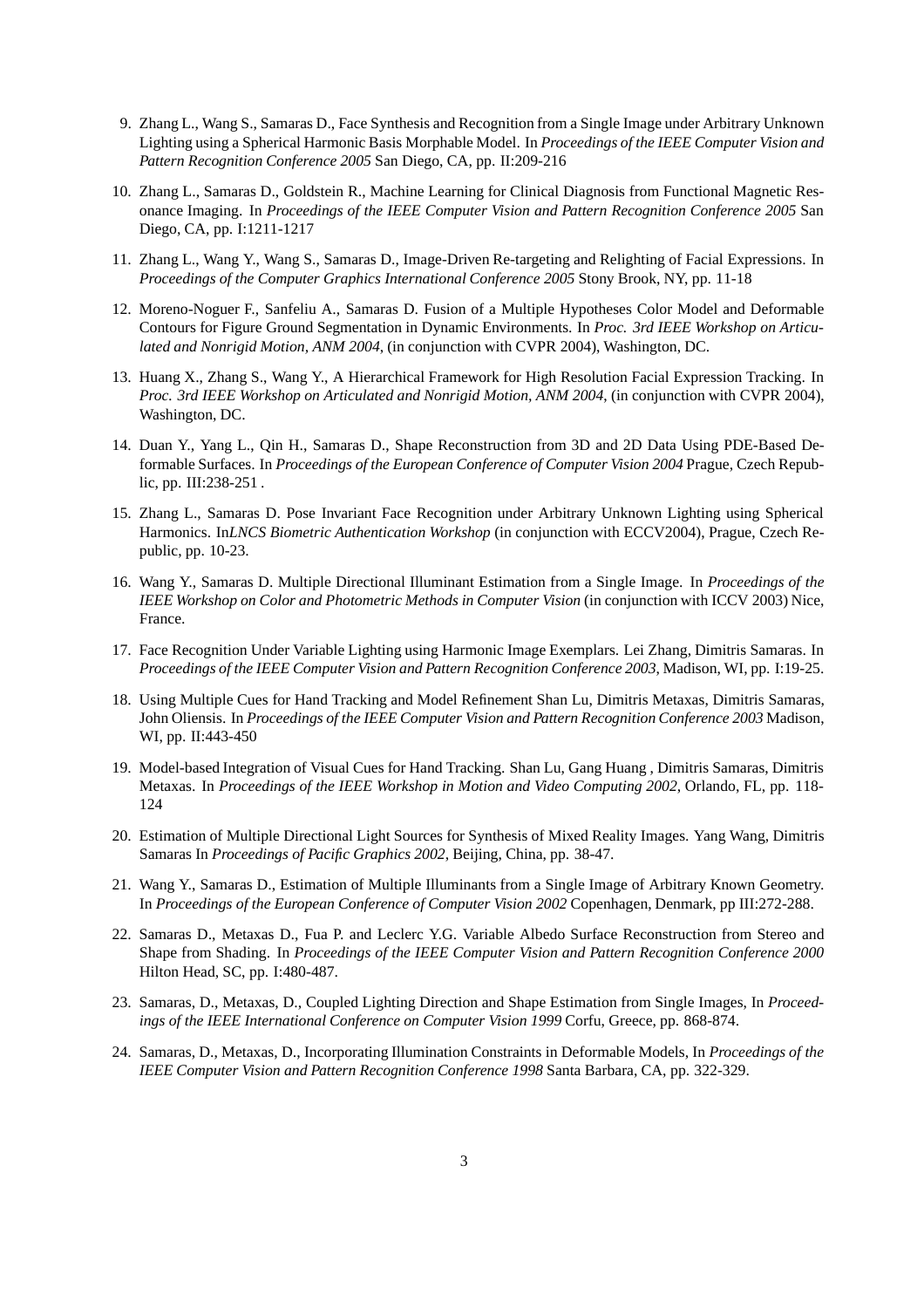9. Zhang L., Wang S., Samaras D., Face Synthesis and Recognition from a Single Image under Arbitrary Unknown Lighting using a Spherical Harmonic Basis Morphable Model. In *Proceedings of the IEEE Computer Vision and Pattern Recognition Conference 2005* San Diego, CA, pp. II:209-216

10. Zhang L., Samaras D., Goldstein R., Machine Learning for Clinical Diagnosis from Functional Magnetic Resonance Imaging. In *Proceedings of the IEEE Computer Vision and Pattern Recognition Conference 2005* San Diego, CA, pp. I:1211-1217

11. Zhang L., Wang Y., Wang S., Samaras D., Image-Driven Re-targeting and Relighting of Facial Expressions. In *Proceedings of the Computer Graphics International Conference 2005* Stony Brook, NY, pp. 11-18

12. Moreno-Noguer F., Sanfeliu A., Samaras D. Fusion of a Multiple Hypotheses Color Model and Deformable Contours for Figure Ground Segmentation in Dynamic Environments. In *Proc. 3rd IEEE Workshop on Articulated and Nonrigid Motion, ANM 2004*, (in conjunction with CVPR 2004), Washington, DC.

13. Huang X., Zhang S., Wang Y., A Hierarchical Framework for High Resolution Facial Expression Tracking. In *Proc. 3rd IEEE Workshop on Articulated and Nonrigid Motion, ANM 2004*, (in conjunction with CVPR 2004), Washington, DC.

14. Duan Y., Yang L., Qin H., Samaras D., Shape Reconstruction from 3D and 2D Data Using PDE-Based Deformable Surfaces. In *Proceedings of the European Conference of Computer Vision 2004* Prague, Czech Republic, pp. III:238-251 .

15. Zhang L., Samaras D. Pose Invariant Face Recognition under Arbitrary Unknown Lighting using Spherical Harmonics. In*LNCS Biometric Authentication Workshop* (in conjunction with ECCV2004), Prague, Czech Republic, pp. 10-23.

16. Wang Y., Samaras D. Multiple Directional Illuminant Estimation from a Single Image. In *Proceedings of the IEEE Workshop on Color and Photometric Methods in Computer Vision* (in conjunction with ICCV 2003) Nice, France.

17. Face Recognition Under Variable Lighting using Harmonic Image Exemplars. Lei Zhang, Dimitris Samaras. In *Proceedings of the IEEE Computer Vision and Pattern Recognition Conference 2003*, Madison, WI, pp. I:19-25.

18. Using Multiple Cues for Hand Tracking and Model Refinement Shan Lu, Dimitris Metaxas, Dimitris Samaras, John Oliensis. In *Proceedings of the IEEE Computer Vision and Pattern Recognition Conference 2003* Madison, WI, pp. II:443-450

19. Model-based Integration of Visual Cues for Hand Tracking. Shan Lu, Gang Huang , Dimitris Samaras, Dimitris Metaxas. In *Proceedings of the IEEE Workshop in Motion and Video Computing 2002*, Orlando, FL, pp. 118-124

20. Estimation of Multiple Directional Light Sources for Synthesis of Mixed Reality Images. Yang Wang, Dimitris Samaras In *Proceedings of Pacific Graphics 2002*, Beijing, China, pp. 38-47.

21. Wang Y., Samaras D., Estimation of Multiple Illuminants from a Single Image of Arbitrary Known Geometry. In *Proceedings of the European Conference of Computer Vision 2002* Copenhagen, Denmark, pp III:272-288.

22. Samaras D., Metaxas D., Fua P. and Leclerc Y.G. Variable Albedo Surface Reconstruction from Stereo and Shape from Shading. In *Proceedings of the IEEE Computer Vision and Pattern Recognition Conference 2000* Hilton Head, SC, pp. I:480-487.

23. Samaras, D., Metaxas, D., Coupled Lighting Direction and Shape Estimation from Single Images, In *Proceedings of the IEEE International Conference on Computer Vision 1999* Corfu, Greece, pp. 868-874.

24. Samaras, D., Metaxas, D., Incorporating Illumination Constraints in Deformable Models, In *Proceedings of the IEEE Computer Vision and Pattern Recognition Conference 1998* Santa Barbara, CA, pp. 322-329.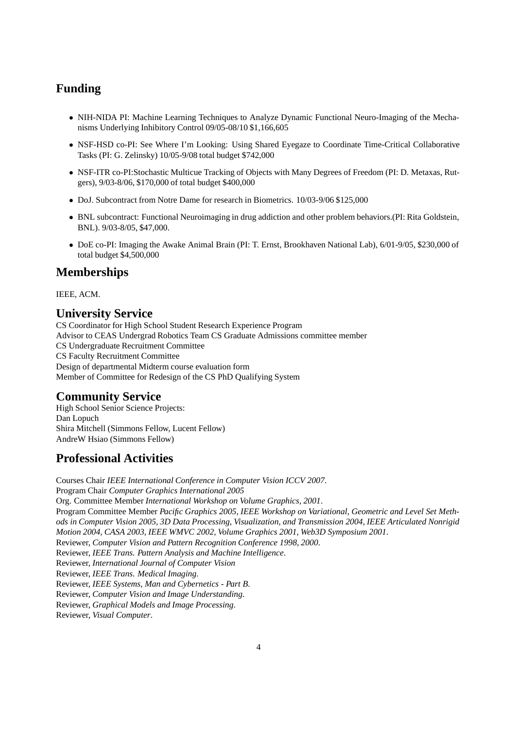## Funding

- NIH-NIDA PI: Machine Learning Techniques to Analyze Dynamic Functional Neuro-Imaging of the Mechanisms Underlying Inhibitory Control 09/05-08/10 $1,166,605
- NSF-HSD co-PI: See Where I'm Looking: Using Shared Eyegaze to Coordinate Time-Critical Collaborative Tasks (PI: G. Zelinsky) 10/05-9/08 total budget $742,000
- NSF-ITR co-PI:Stochastic Multicue Tracking of Objects with Many Degrees of Freedom (PI: D. Metaxas, Rutgers), 9/03-8/06, $170,000 of total budget $400,000
- DoJ. Subcontract from Notre Dame for research in Biometrics. 10/03-9/06 $125,000
- BNL subcontract: Functional Neuroimaging in drug addiction and other problem behaviors.(PI: Rita Goldstein, BNL). 9/03-8/05, $47,000.
- DoE co-PI: Imaging the Awake Animal Brain (PI: T. Ernst, Brookhaven National Lab), 6/01-9/05, $230,000 of total budget $4,500,000

## Memberships

IEEE, ACM.

## University Service

CS Coordinator for High School Student Research Experience Program  
Advisor to CEAS Undergrad Robotics Team CS Graduate Admissions committee member  
CS Undergraduate Recruitment Committee  
CS Faculty Recruitment Committee  
Design of departmental Midterm course evaluation form  
Member of Committee for Redesign of the CS PhD Qualifying System

## Community Service

High School Senior Science Projects:  
Dan Lopuch  
Shira Mitchell (Simmons Fellow, Lucent Fellow)  
AndreW Hsiao (Simmons Fellow)

## Professional Activities

Courses Chair *IEEE International Conference in Computer Vision ICCV 2007*.  
Program Chair *Computer Graphics International 2005*  
Org. Committee Member *International Workshop on Volume Graphics, 2001*.  
Program Committee Member *Pacific Graphics 2005, IEEE Workshop on Variational, Geometric and Level Set Methods in Computer Vision 2005, 3D Data Processing, Visualization, and Transmission 2004, IEEE Articulated Nonrigid Motion 2004, CASA 2003, IEEE WMVC 2002, Volume Graphics 2001, Web3D Symposium 2001*.  
Reviewer, *Computer Vision and Pattern Recognition Conference 1998, 2000*.  
Reviewer, *IEEE Trans. Pattern Analysis and Machine Intelligence*.  
Reviewer, *International Journal of Computer Vision*  
Reviewer, *IEEE Trans. Medical Imaging*.  
Reviewer, *IEEE Systems, Man and Cybernetics - Part B*.  
Reviewer, *Computer Vision and Image Understanding*.  
Reviewer, *Graphical Models and Image Processing*.  
Reviewer, *Visual Computer*.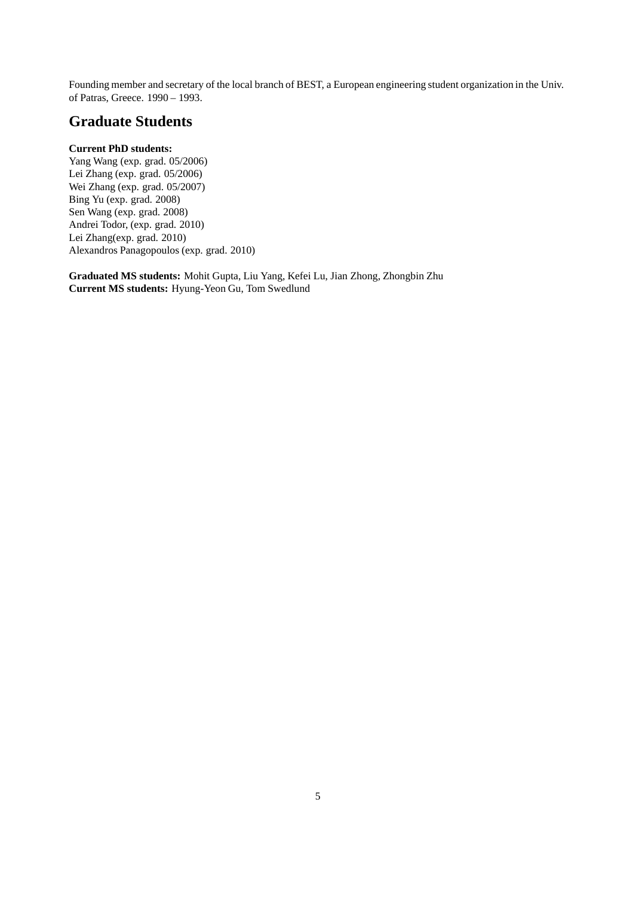Founding member and secretary of the local branch of BEST, a European engineering student organization in the Univ. of Patras, Greece. 1990 – 1993.

## Graduate Students

**Current PhD students:**
Yang Wang (exp. grad. 05/2006)
Lei Zhang (exp. grad. 05/2006)
Wei Zhang (exp. grad. 05/2007)
Bing Yu (exp. grad. 2008)
Sen Wang (exp. grad. 2008)
Andrei Todor, (exp. grad. 2010)
Lei Zhang(exp. grad. 2010)
Alexandros Panagopoulos (exp. grad. 2010)

**Graduated MS students:** Mohit Gupta, Liu Yang, Kefei Lu, Jian Zhong, Zhongbin Zhu
**Current MS students:** Hyung-Yeon Gu, Tom Swedlund